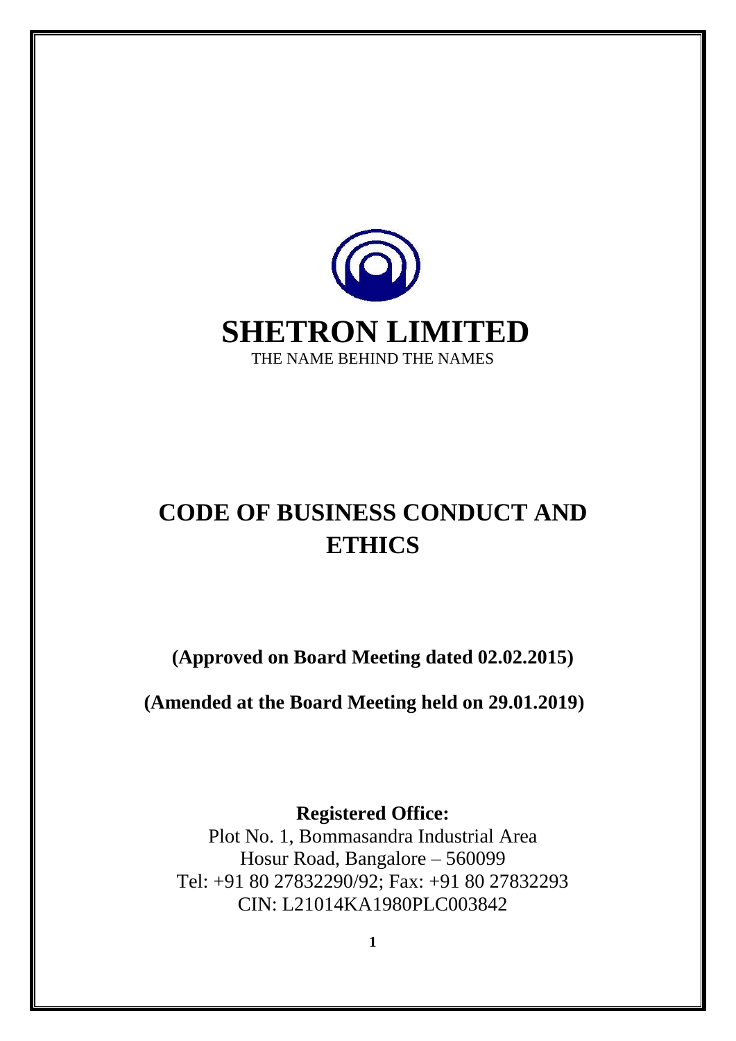# SHETRON LIMITED

THE NAME BEHIND THE NAMES

# CODE OF BUSINESS CONDUCT AND ETHICS

**(Approved on Board Meeting dated 02.02.2015)**

**(Amended at the Board Meeting held on 29.01.2019)**

**Registered Office:**

Plot No. 1, Bommasandra Industrial Area
Hosur Road, Bangalore – 560099
Tel: +91 80 27832290/92; Fax: +91 80 27832293
CIN: L21014KA1980PLC003842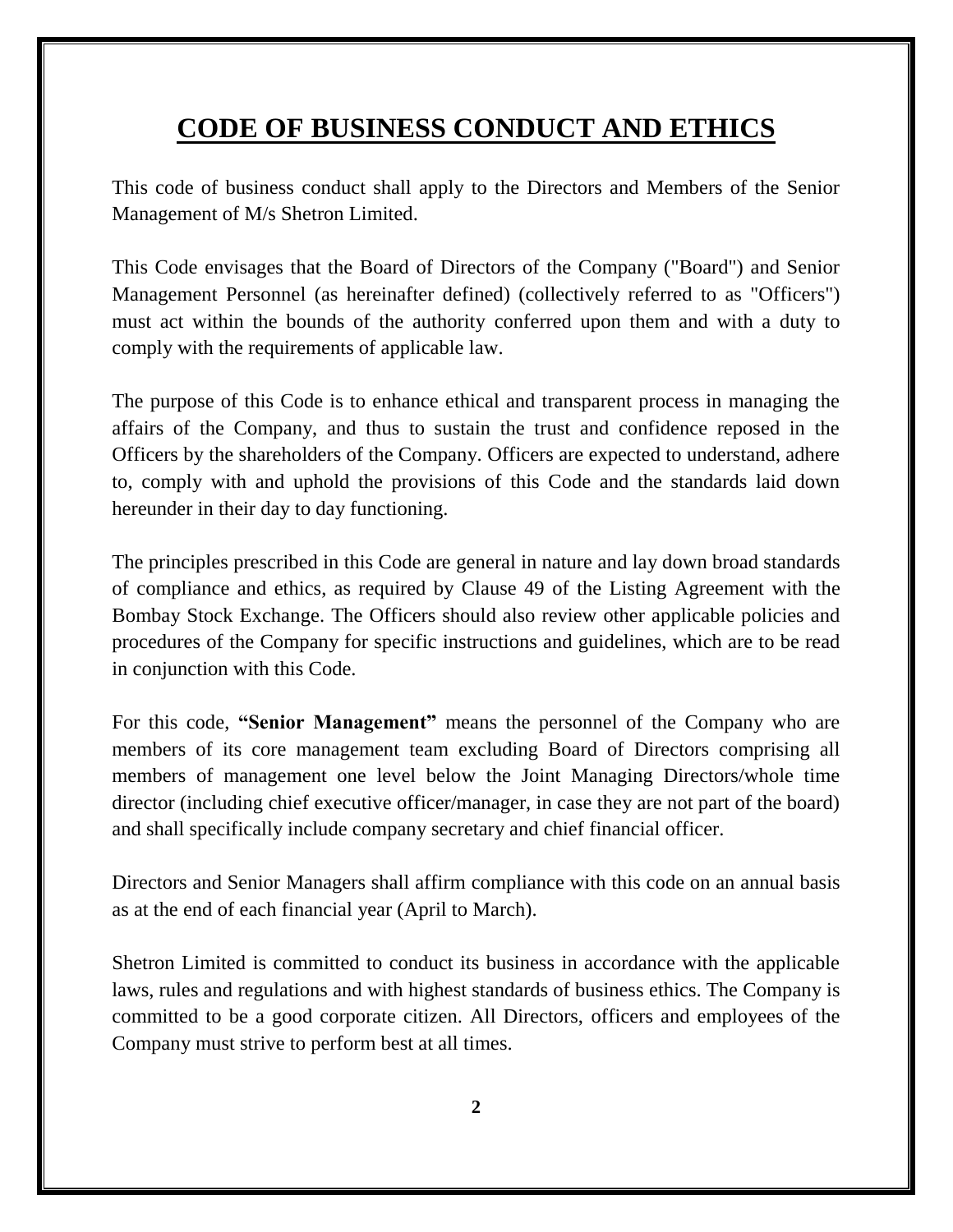# CODE OF BUSINESS CONDUCT AND ETHICS

This code of business conduct shall apply to the Directors and Members of the Senior Management of M/s Shetron Limited.

This Code envisages that the Board of Directors of the Company ("Board") and Senior Management Personnel (as hereinafter defined) (collectively referred to as "Officers") must act within the bounds of the authority conferred upon them and with a duty to comply with the requirements of applicable law.

The purpose of this Code is to enhance ethical and transparent process in managing the affairs of the Company, and thus to sustain the trust and confidence reposed in the Officers by the shareholders of the Company. Officers are expected to understand, adhere to, comply with and uphold the provisions of this Code and the standards laid down hereunder in their day to day functioning.

The principles prescribed in this Code are general in nature and lay down broad standards of compliance and ethics, as required by Clause 49 of the Listing Agreement with the Bombay Stock Exchange. The Officers should also review other applicable policies and procedures of the Company for specific instructions and guidelines, which are to be read in conjunction with this Code.

For this code, **"Senior Management"** means the personnel of the Company who are members of its core management team excluding Board of Directors comprising all members of management one level below the Joint Managing Directors/whole time director (including chief executive officer/manager, in case they are not part of the board) and shall specifically include company secretary and chief financial officer.

Directors and Senior Managers shall affirm compliance with this code on an annual basis as at the end of each financial year (April to March).

Shetron Limited is committed to conduct its business in accordance with the applicable laws, rules and regulations and with highest standards of business ethics. The Company is committed to be a good corporate citizen. All Directors, officers and employees of the Company must strive to perform best at all times.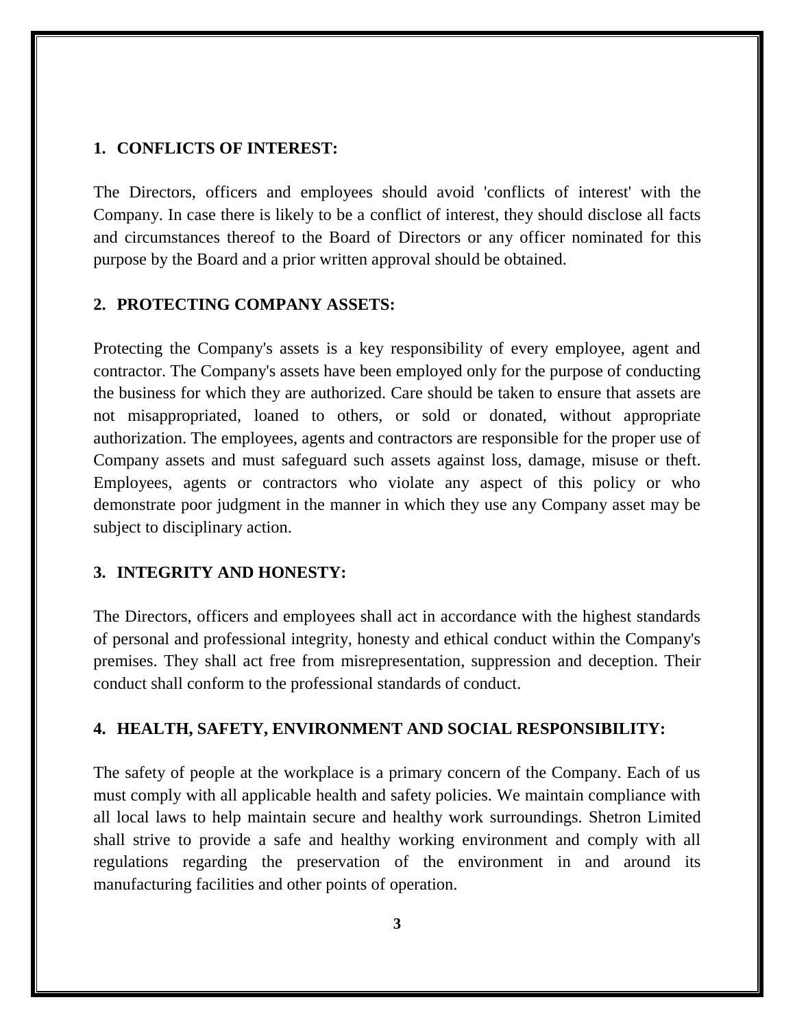## 1. CONFLICTS OF INTEREST:

The Directors, officers and employees should avoid 'conflicts of interest' with the Company. In case there is likely to be a conflict of interest, they should disclose all facts and circumstances thereof to the Board of Directors or any officer nominated for this purpose by the Board and a prior written approval should be obtained.

## 2. PROTECTING COMPANY ASSETS:

Protecting the Company's assets is a key responsibility of every employee, agent and contractor. The Company's assets have been employed only for the purpose of conducting the business for which they are authorized. Care should be taken to ensure that assets are not misappropriated, loaned to others, or sold or donated, without appropriate authorization. The employees, agents and contractors are responsible for the proper use of Company assets and must safeguard such assets against loss, damage, misuse or theft. Employees, agents or contractors who violate any aspect of this policy or who demonstrate poor judgment in the manner in which they use any Company asset may be subject to disciplinary action.

## 3. INTEGRITY AND HONESTY:

The Directors, officers and employees shall act in accordance with the highest standards of personal and professional integrity, honesty and ethical conduct within the Company's premises. They shall act free from misrepresentation, suppression and deception. Their conduct shall conform to the professional standards of conduct.

## 4. HEALTH, SAFETY, ENVIRONMENT AND SOCIAL RESPONSIBILITY:

The safety of people at the workplace is a primary concern of the Company. Each of us must comply with all applicable health and safety policies. We maintain compliance with all local laws to help maintain secure and healthy work surroundings. Shetron Limited shall strive to provide a safe and healthy working environment and comply with all regulations regarding the preservation of the environment in and around its manufacturing facilities and other points of operation.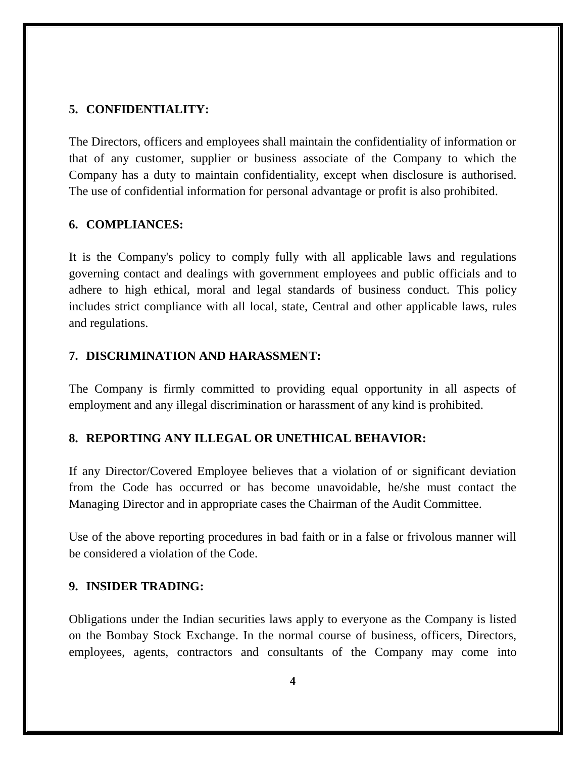## 5. CONFIDENTIALITY:

The Directors, officers and employees shall maintain the confidentiality of information or that of any customer, supplier or business associate of the Company to which the Company has a duty to maintain confidentiality, except when disclosure is authorised. The use of confidential information for personal advantage or profit is also prohibited.

## 6. COMPLIANCES:

It is the Company's policy to comply fully with all applicable laws and regulations governing contact and dealings with government employees and public officials and to adhere to high ethical, moral and legal standards of business conduct. This policy includes strict compliance with all local, state, Central and other applicable laws, rules and regulations.

## 7. DISCRIMINATION AND HARASSMENT:

The Company is firmly committed to providing equal opportunity in all aspects of employment and any illegal discrimination or harassment of any kind is prohibited.

## 8. REPORTING ANY ILLEGAL OR UNETHICAL BEHAVIOR:

If any Director/Covered Employee believes that a violation of or significant deviation from the Code has occurred or has become unavoidable, he/she must contact the Managing Director and in appropriate cases the Chairman of the Audit Committee.

Use of the above reporting procedures in bad faith or in a false or frivolous manner will be considered a violation of the Code.

## 9. INSIDER TRADING:

Obligations under the Indian securities laws apply to everyone as the Company is listed on the Bombay Stock Exchange. In the normal course of business, officers, Directors, employees, agents, contractors and consultants of the Company may come into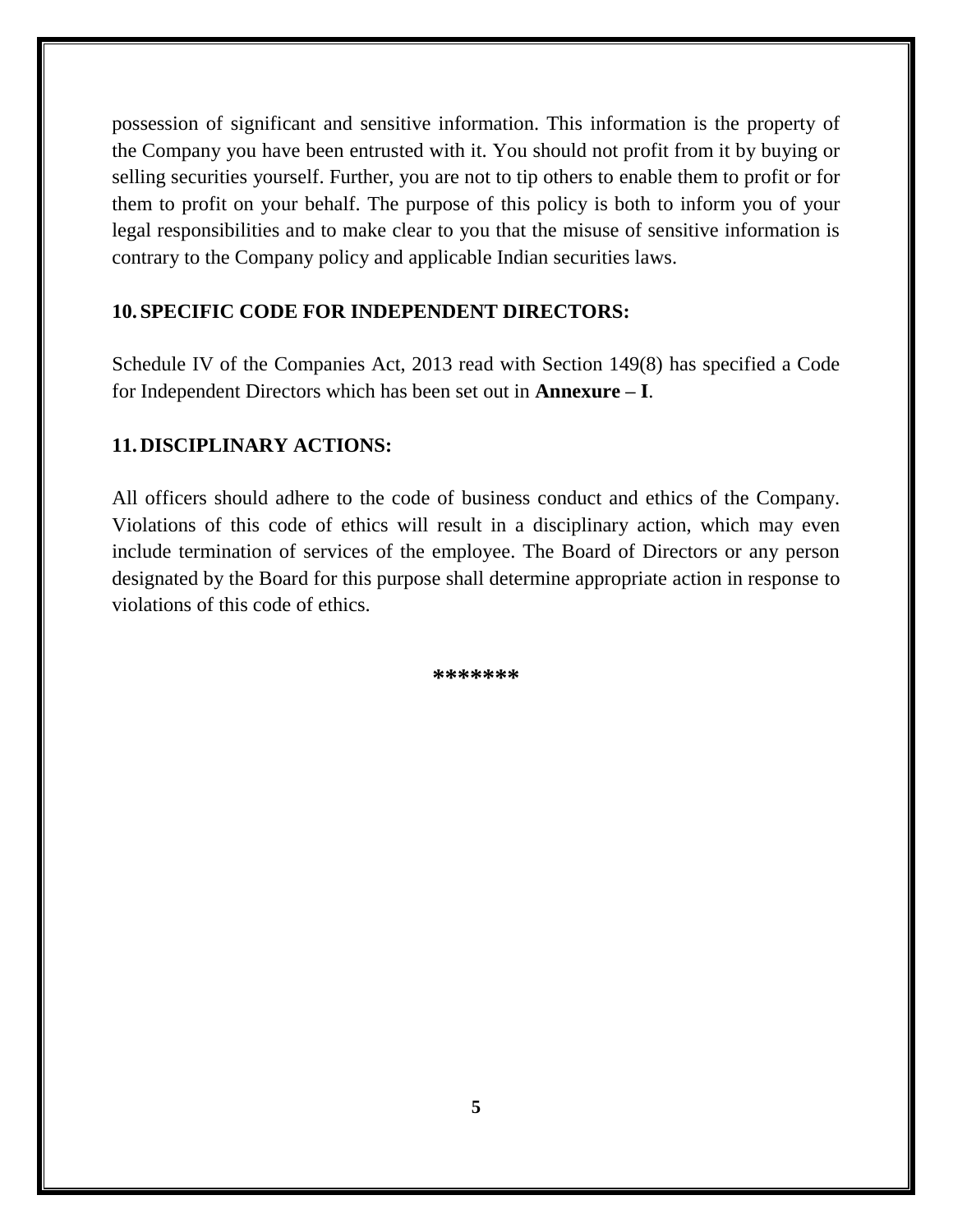possession of significant and sensitive information. This information is the property of the Company you have been entrusted with it. You should not profit from it by buying or selling securities yourself. Further, you are not to tip others to enable them to profit or for them to profit on your behalf. The purpose of this policy is both to inform you of your legal responsibilities and to make clear to you that the misuse of sensitive information is contrary to the Company policy and applicable Indian securities laws.

## 10. SPECIFIC CODE FOR INDEPENDENT DIRECTORS:

Schedule IV of the Companies Act, 2013 read with Section 149(8) has specified a Code for Independent Directors which has been set out in **Annexure – I**.

## 11. DISCIPLINARY ACTIONS:

All officers should adhere to the code of business conduct and ethics of the Company. Violations of this code of ethics will result in a disciplinary action, which may even include termination of services of the employee. The Board of Directors or any person designated by the Board for this purpose shall determine appropriate action in response to violations of this code of ethics.

**\*\*\*\*\*\*\***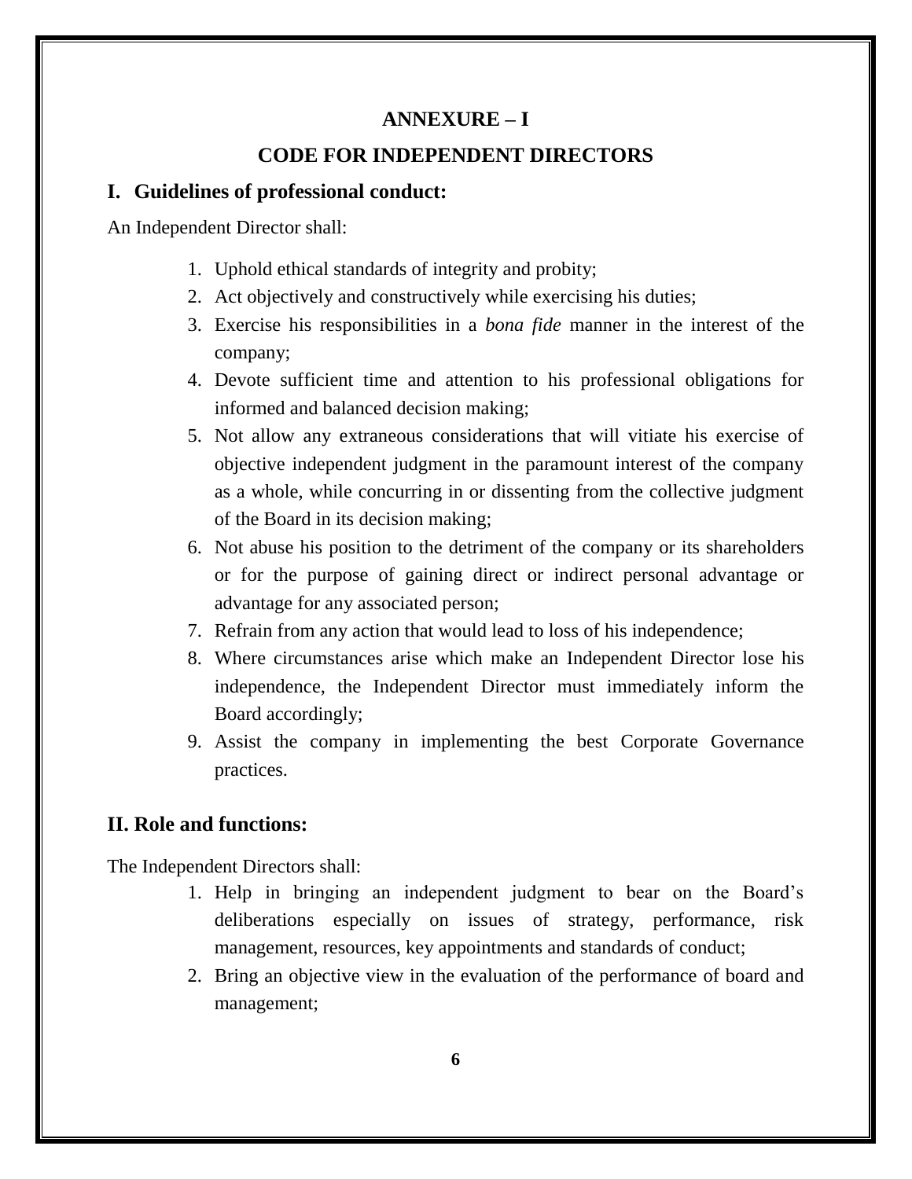## ANNEXURE – I

## CODE FOR INDEPENDENT DIRECTORS

### I. Guidelines of professional conduct:

An Independent Director shall:

1. Uphold ethical standards of integrity and probity;
2. Act objectively and constructively while exercising his duties;
3. Exercise his responsibilities in a *bona fide* manner in the interest of the company;
4. Devote sufficient time and attention to his professional obligations for informed and balanced decision making;
5. Not allow any extraneous considerations that will vitiate his exercise of objective independent judgment in the paramount interest of the company as a whole, while concurring in or dissenting from the collective judgment of the Board in its decision making;
6. Not abuse his position to the detriment of the company or its shareholders or for the purpose of gaining direct or indirect personal advantage or advantage for any associated person;
7. Refrain from any action that would lead to loss of his independence;
8. Where circumstances arise which make an Independent Director lose his independence, the Independent Director must immediately inform the Board accordingly;
9. Assist the company in implementing the best Corporate Governance practices.

### II. Role and functions:

The Independent Directors shall:

1. Help in bringing an independent judgment to bear on the Board's deliberations especially on issues of strategy, performance, risk management, resources, key appointments and standards of conduct;
2. Bring an objective view in the evaluation of the performance of board and management;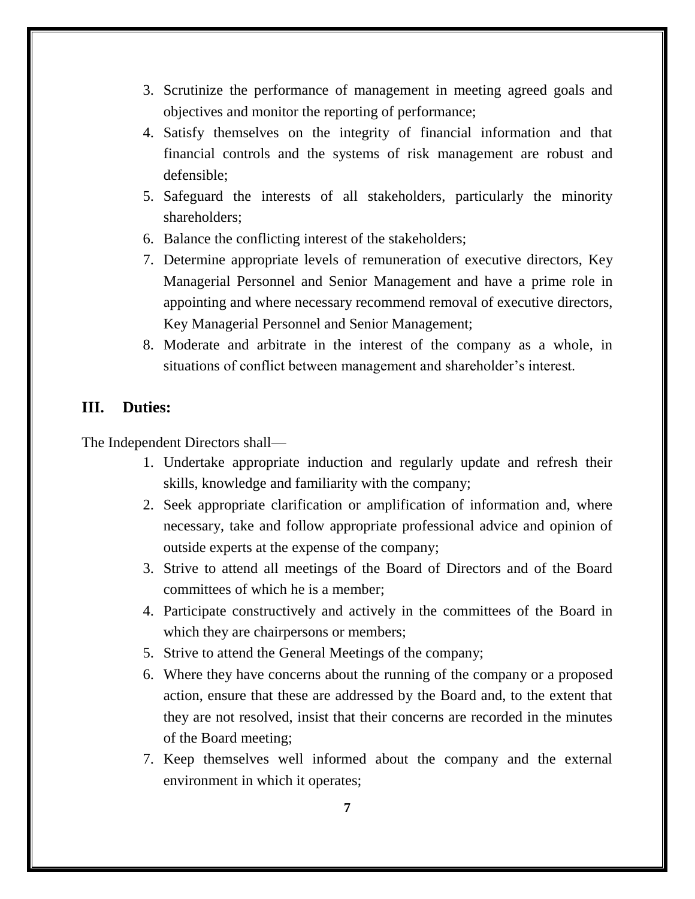3. Scrutinize the performance of management in meeting agreed goals and objectives and monitor the reporting of performance;
4. Satisfy themselves on the integrity of financial information and that financial controls and the systems of risk management are robust and defensible;
5. Safeguard the interests of all stakeholders, particularly the minority shareholders;
6. Balance the conflicting interest of the stakeholders;
7. Determine appropriate levels of remuneration of executive directors, Key Managerial Personnel and Senior Management and have a prime role in appointing and where necessary recommend removal of executive directors, Key Managerial Personnel and Senior Management;
8. Moderate and arbitrate in the interest of the company as a whole, in situations of conflict between management and shareholder's interest.

## III. Duties:

The Independent Directors shall—

1. Undertake appropriate induction and regularly update and refresh their skills, knowledge and familiarity with the company;
2. Seek appropriate clarification or amplification of information and, where necessary, take and follow appropriate professional advice and opinion of outside experts at the expense of the company;
3. Strive to attend all meetings of the Board of Directors and of the Board committees of which he is a member;
4. Participate constructively and actively in the committees of the Board in which they are chairpersons or members;
5. Strive to attend the General Meetings of the company;
6. Where they have concerns about the running of the company or a proposed action, ensure that these are addressed by the Board and, to the extent that they are not resolved, insist that their concerns are recorded in the minutes of the Board meeting;
7. Keep themselves well informed about the company and the external environment in which it operates;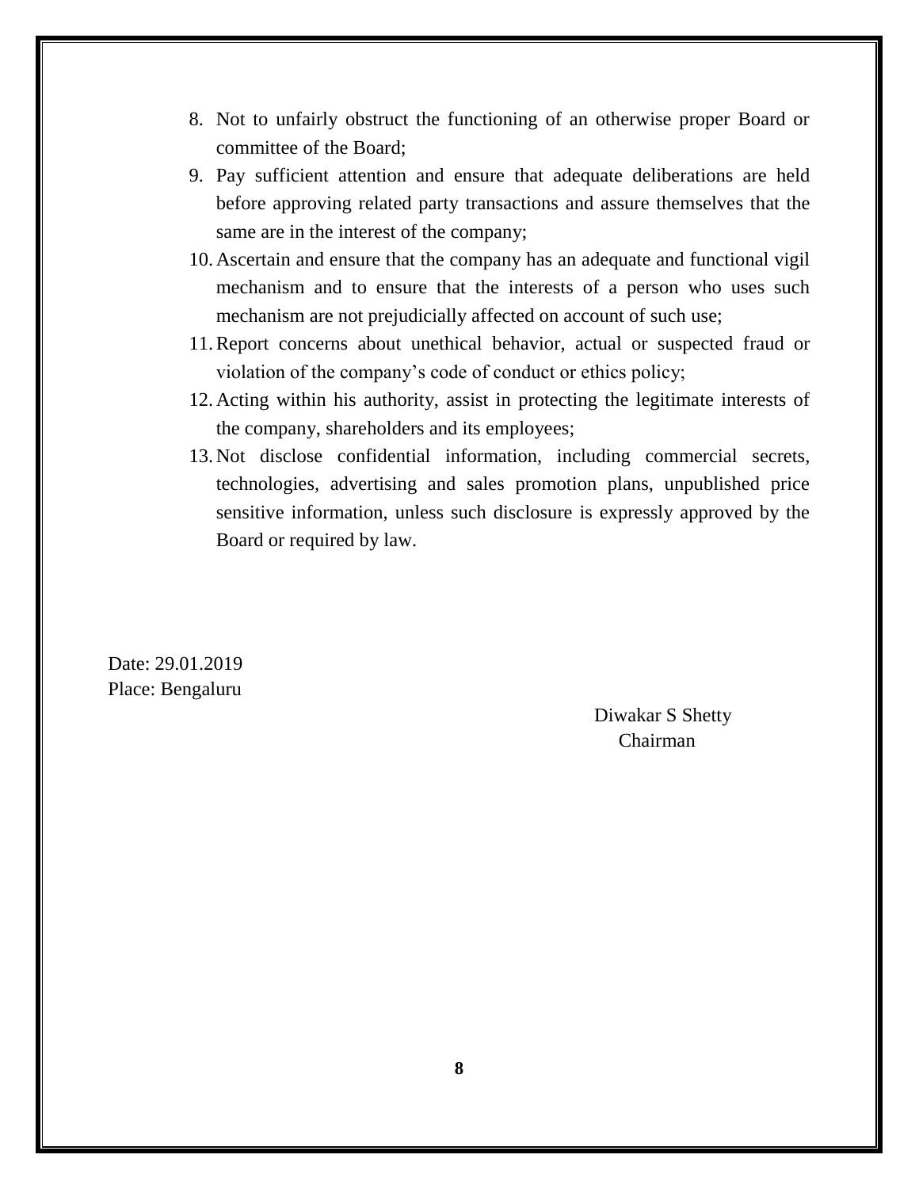8. Not to unfairly obstruct the functioning of an otherwise proper Board or committee of the Board;
9. Pay sufficient attention and ensure that adequate deliberations are held before approving related party transactions and assure themselves that the same are in the interest of the company;
10. Ascertain and ensure that the company has an adequate and functional vigil mechanism and to ensure that the interests of a person who uses such mechanism are not prejudicially affected on account of such use;
11. Report concerns about unethical behavior, actual or suspected fraud or violation of the company's code of conduct or ethics policy;
12. Acting within his authority, assist in protecting the legitimate interests of the company, shareholders and its employees;
13. Not disclose confidential information, including commercial secrets, technologies, advertising and sales promotion plans, unpublished price sensitive information, unless such disclosure is expressly approved by the Board or required by law.

Date: 29.01.2019
Place: Bengaluru

Diwakar S Shetty
Chairman